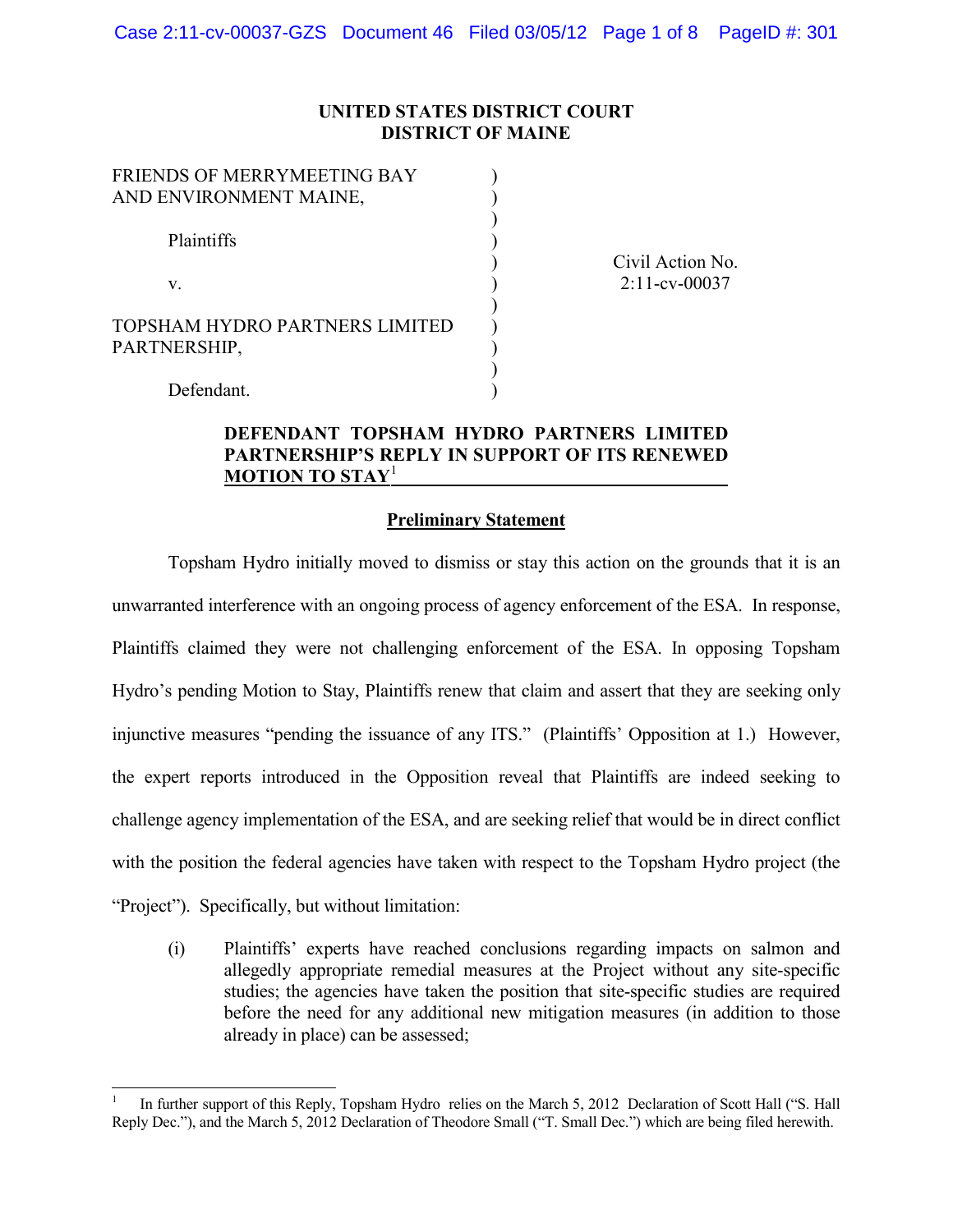**UNITED STATES DISTRICT COURT**
**DISTRICT OF MAINE**

| | | |
|---|---|---|
| FRIENDS OF MERRYMEETING BAY AND ENVIRONMENT MAINE,<br><br>Plaintiffs<br><br>v.<br><br>TOPSHAM HYDRO PARTNERS LIMITED PARTNERSHIP,<br><br>Defendant. | ) | Civil Action No. 2:11-cv-00037 |

**DEFENDANT TOPSHAM HYDRO PARTNERS LIMITED PARTNERSHIP'S REPLY IN SUPPORT OF ITS RENEWED MOTION TO STAY**[1]

**Preliminary Statement**

Topsham Hydro initially moved to dismiss or stay this action on the grounds that it is an unwarranted interference with an ongoing process of agency enforcement of the ESA. In response, Plaintiffs claimed they were not challenging enforcement of the ESA. In opposing Topsham Hydro's pending Motion to Stay, Plaintiffs renew that claim and assert that they are seeking only injunctive measures "pending the issuance of any ITS." (Plaintiffs' Opposition at 1.) However, the expert reports introduced in the Opposition reveal that Plaintiffs are indeed seeking to challenge agency implementation of the ESA, and are seeking relief that would be in direct conflict with the position the federal agencies have taken with respect to the Topsham Hydro project (the "Project"). Specifically, but without limitation:

(i) Plaintiffs' experts have reached conclusions regarding impacts on salmon and allegedly appropriate remedial measures at the Project without any site-specific studies; the agencies have taken the position that site-specific studies are required before the need for any additional new mitigation measures (in addition to those already in place) can be assessed;

---

[1] In further support of this Reply, Topsham Hydro relies on the March 5, 2012 Declaration of Scott Hall ("S. Hall Reply Dec."), and the March 5, 2012 Declaration of Theodore Small ("T. Small Dec.") which are being filed herewith.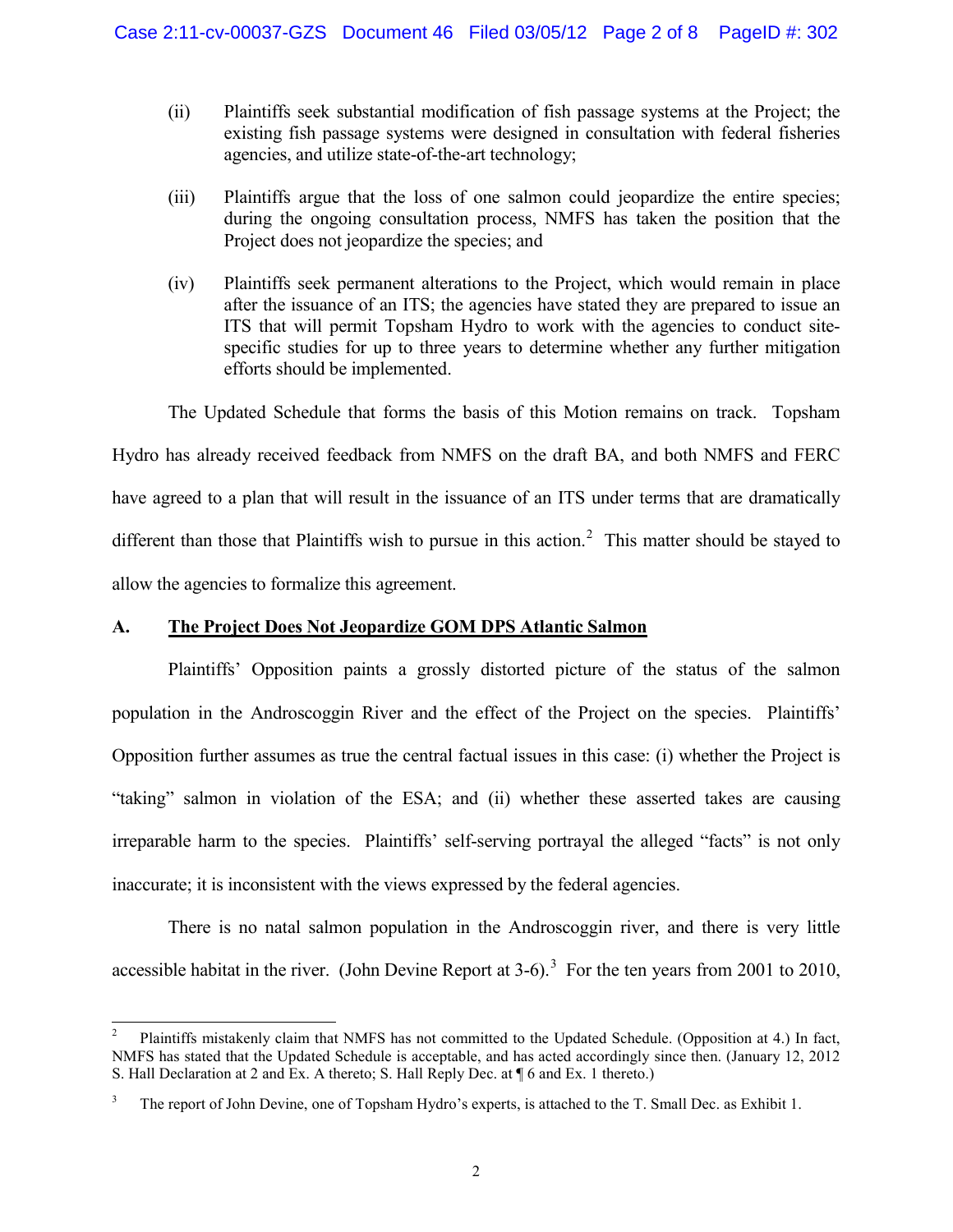(ii) Plaintiffs seek substantial modification of fish passage systems at the Project; the existing fish passage systems were designed in consultation with federal fisheries agencies, and utilize state-of-the-art technology;

(iii) Plaintiffs argue that the loss of one salmon could jeopardize the entire species; during the ongoing consultation process, NMFS has taken the position that the Project does not jeopardize the species; and

(iv) Plaintiffs seek permanent alterations to the Project, which would remain in place after the issuance of an ITS; the agencies have stated they are prepared to issue an ITS that will permit Topsham Hydro to work with the agencies to conduct site-specific studies for up to three years to determine whether any further mitigation efforts should be implemented.

The Updated Schedule that forms the basis of this Motion remains on track. Topsham Hydro has already received feedback from NMFS on the draft BA, and both NMFS and FERC have agreed to a plan that will result in the issuance of an ITS under terms that are dramatically different than those that Plaintiffs wish to pursue in this action.[2] This matter should be stayed to allow the agencies to formalize this agreement.

## A. The Project Does Not Jeopardize GOM DPS Atlantic Salmon

Plaintiffs' Opposition paints a grossly distorted picture of the status of the salmon population in the Androscoggin River and the effect of the Project on the species. Plaintiffs' Opposition further assumes as true the central factual issues in this case: (i) whether the Project is "taking" salmon in violation of the ESA; and (ii) whether these asserted takes are causing irreparable harm to the species. Plaintiffs' self-serving portrayal the alleged "facts" is not only inaccurate; it is inconsistent with the views expressed by the federal agencies.

There is no natal salmon population in the Androscoggin river, and there is very little accessible habitat in the river. (John Devine Report at 3-6).[3] For the ten years from 2001 to 2010,

---

[2] Plaintiffs mistakenly claim that NMFS has not committed to the Updated Schedule. (Opposition at 4.) In fact, NMFS has stated that the Updated Schedule is acceptable, and has acted accordingly since then. (January 12, 2012 S. Hall Declaration at 2 and Ex. A thereto; S. Hall Reply Dec. at ¶ 6 and Ex. 1 thereto.)

[3] The report of John Devine, one of Topsham Hydro's experts, is attached to the T. Small Dec. as Exhibit 1.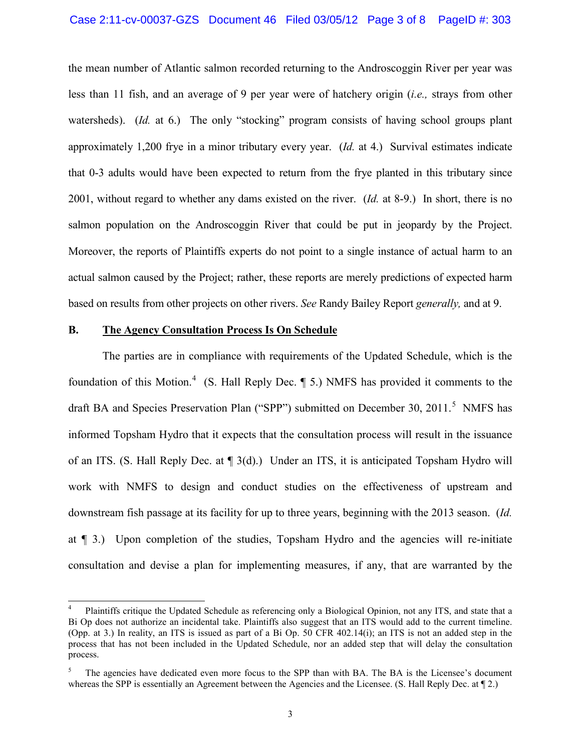the mean number of Atlantic salmon recorded returning to the Androscoggin River per year was less than 11 fish, and an average of 9 per year were of hatchery origin (*i.e.,* strays from other watersheds). (*Id.* at 6.) The only "stocking" program consists of having school groups plant approximately 1,200 frye in a minor tributary every year. (*Id.* at 4.) Survival estimates indicate that 0-3 adults would have been expected to return from the frye planted in this tributary since 2001, without regard to whether any dams existed on the river. (*Id.* at 8-9.) In short, there is no salmon population on the Androscoggin River that could be put in jeopardy by the Project. Moreover, the reports of Plaintiffs experts do not point to a single instance of actual harm to an actual salmon caused by the Project; rather, these reports are merely predictions of expected harm based on results from other projects on other rivers. *See* Randy Bailey Report *generally,* and at 9.

**B. <u>The Agency Consultation Process Is On Schedule</u>**

The parties are in compliance with requirements of the Updated Schedule, which is the foundation of this Motion.[4] (S. Hall Reply Dec. ¶ 5.) NMFS has provided it comments to the draft BA and Species Preservation Plan ("SPP") submitted on December 30, 2011.[5] NMFS has informed Topsham Hydro that it expects that the consultation process will result in the issuance of an ITS. (S. Hall Reply Dec. at ¶ 3(d).) Under an ITS, it is anticipated Topsham Hydro will work with NMFS to design and conduct studies on the effectiveness of upstream and downstream fish passage at its facility for up to three years, beginning with the 2013 season. (*Id.* at ¶ 3.) Upon completion of the studies, Topsham Hydro and the agencies will re-initiate consultation and devise a plan for implementing measures, if any, that are warranted by the

---

[4] Plaintiffs critique the Updated Schedule as referencing only a Biological Opinion, not any ITS, and state that a Bi Op does not authorize an incidental take. Plaintiffs also suggest that an ITS would add to the current timeline. (Opp. at 3.) In reality, an ITS is issued as part of a Bi Op. 50 CFR 402.14(i); an ITS is not an added step in the process that has not been included in the Updated Schedule, nor an added step that will delay the consultation process.

[5] The agencies have dedicated even more focus to the SPP than with BA. The BA is the Licensee's document whereas the SPP is essentially an Agreement between the Agencies and the Licensee. (S. Hall Reply Dec. at ¶ 2.)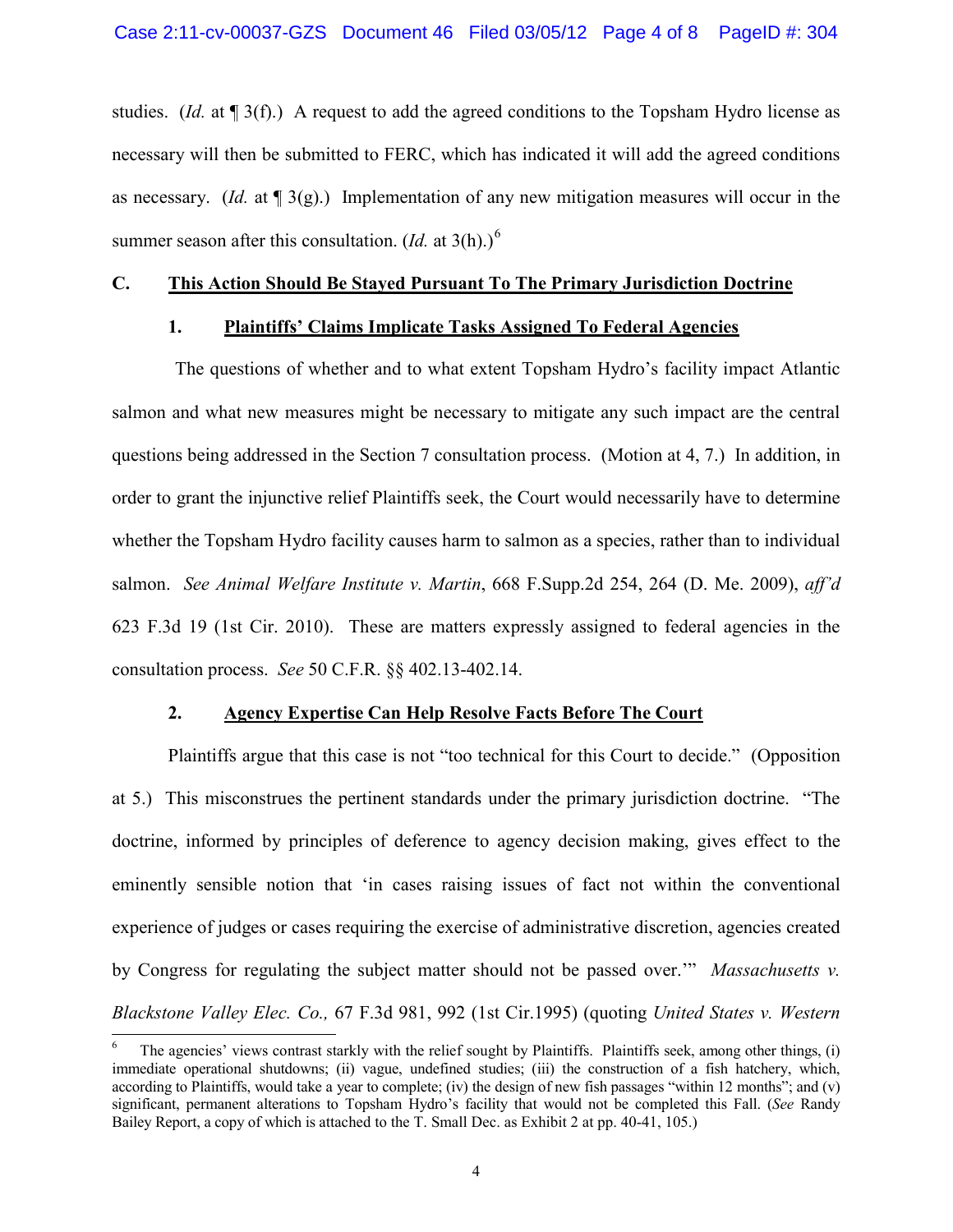studies. (*Id.* at ¶ 3(f).) A request to add the agreed conditions to the Topsham Hydro license as necessary will then be submitted to FERC, which has indicated it will add the agreed conditions as necessary. (*Id.* at ¶ 3(g).) Implementation of any new mitigation measures will occur in the summer season after this consultation. (*Id.* at 3(h).)[6]

### C. This Action Should Be Stayed Pursuant To The Primary Jurisdiction Doctrine

#### 1. Plaintiffs' Claims Implicate Tasks Assigned To Federal Agencies

The questions of whether and to what extent Topsham Hydro's facility impact Atlantic salmon and what new measures might be necessary to mitigate any such impact are the central questions being addressed in the Section 7 consultation process. (Motion at 4, 7.) In addition, in order to grant the injunctive relief Plaintiffs seek, the Court would necessarily have to determine whether the Topsham Hydro facility causes harm to salmon as a species, rather than to individual salmon. *See Animal Welfare Institute v. Martin*, 668 F.Supp.2d 254, 264 (D. Me. 2009), *aff'd* 623 F.3d 19 (1st Cir. 2010). These are matters expressly assigned to federal agencies in the consultation process. *See* 50 C.F.R. §§ 402.13-402.14.

#### 2. Agency Expertise Can Help Resolve Facts Before The Court

Plaintiffs argue that this case is not "too technical for this Court to decide." (Opposition at 5.) This misconstrues the pertinent standards under the primary jurisdiction doctrine. "The doctrine, informed by principles of deference to agency decision making, gives effect to the eminently sensible notion that 'in cases raising issues of fact not within the conventional experience of judges or cases requiring the exercise of administrative discretion, agencies created by Congress for regulating the subject matter should not be passed over.'" *Massachusetts v. Blackstone Valley Elec. Co.,* 67 F.3d 981, 992 (1st Cir.1995) (quoting *United States v. Western*

---

[6] The agencies' views contrast starkly with the relief sought by Plaintiffs. Plaintiffs seek, among other things, (i) immediate operational shutdowns; (ii) vague, undefined studies; (iii) the construction of a fish hatchery, which, according to Plaintiffs, would take a year to complete; (iv) the design of new fish passages "within 12 months"; and (v) significant, permanent alterations to Topsham Hydro's facility that would not be completed this Fall. (*See* Randy Bailey Report, a copy of which is attached to the T. Small Dec. as Exhibit 2 at pp. 40-41, 105.)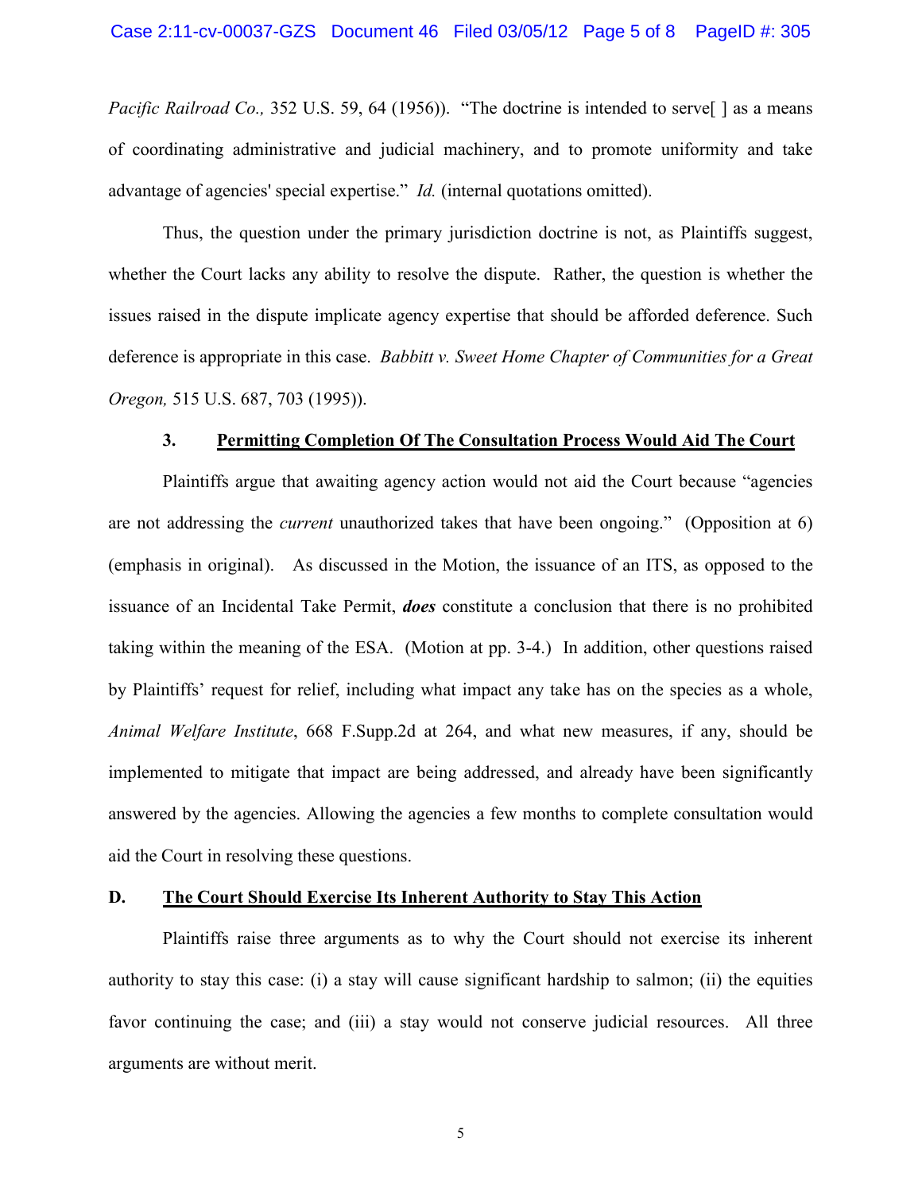*Pacific Railroad Co.,* 352 U.S. 59, 64 (1956)). "The doctrine is intended to serve[ ] as a means of coordinating administrative and judicial machinery, and to promote uniformity and take advantage of agencies' special expertise." *Id.* (internal quotations omitted).

Thus, the question under the primary jurisdiction doctrine is not, as Plaintiffs suggest, whether the Court lacks any ability to resolve the dispute. Rather, the question is whether the issues raised in the dispute implicate agency expertise that should be afforded deference. Such deference is appropriate in this case. *Babbitt v. Sweet Home Chapter of Communities for a Great Oregon,* 515 U.S. 687, 703 (1995)).

### 3. <u>Permitting Completion Of The Consultation Process Would Aid The Court</u>

Plaintiffs argue that awaiting agency action would not aid the Court because "agencies are not addressing the *current* unauthorized takes that have been ongoing." (Opposition at 6) (emphasis in original). As discussed in the Motion, the issuance of an ITS, as opposed to the issuance of an Incidental Take Permit, ***does*** constitute a conclusion that there is no prohibited taking within the meaning of the ESA. (Motion at pp. 3-4.) In addition, other questions raised by Plaintiffs' request for relief, including what impact any take has on the species as a whole, *Animal Welfare Institute*, 668 F.Supp.2d at 264, and what new measures, if any, should be implemented to mitigate that impact are being addressed, and already have been significantly answered by the agencies. Allowing the agencies a few months to complete consultation would aid the Court in resolving these questions.

## D. <u>The Court Should Exercise Its Inherent Authority to Stay This Action</u>

Plaintiffs raise three arguments as to why the Court should not exercise its inherent authority to stay this case: (i) a stay will cause significant hardship to salmon; (ii) the equities favor continuing the case; and (iii) a stay would not conserve judicial resources. All three arguments are without merit.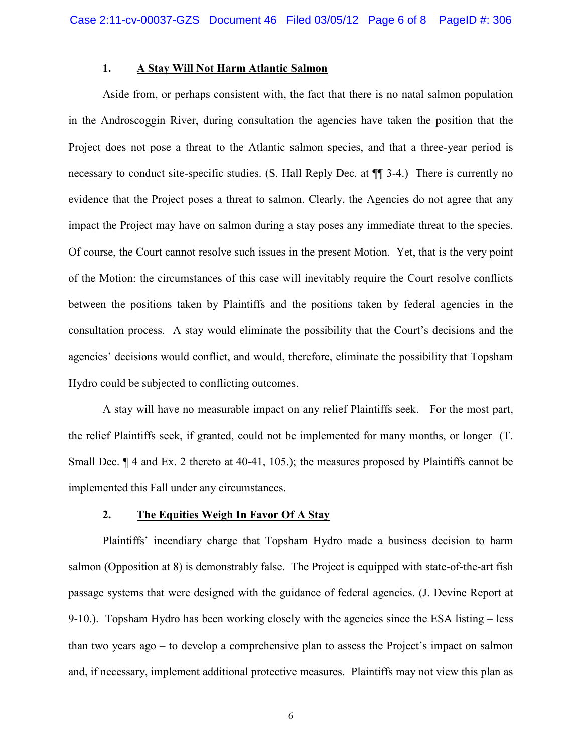### 1. A Stay Will Not Harm Atlantic Salmon

Aside from, or perhaps consistent with, the fact that there is no natal salmon population in the Androscoggin River, during consultation the agencies have taken the position that the Project does not pose a threat to the Atlantic salmon species, and that a three-year period is necessary to conduct site-specific studies. (S. Hall Reply Dec. at ¶¶ 3-4.) There is currently no evidence that the Project poses a threat to salmon. Clearly, the Agencies do not agree that any impact the Project may have on salmon during a stay poses any immediate threat to the species. Of course, the Court cannot resolve such issues in the present Motion. Yet, that is the very point of the Motion: the circumstances of this case will inevitably require the Court resolve conflicts between the positions taken by Plaintiffs and the positions taken by federal agencies in the consultation process. A stay would eliminate the possibility that the Court's decisions and the agencies' decisions would conflict, and would, therefore, eliminate the possibility that Topsham Hydro could be subjected to conflicting outcomes.

A stay will have no measurable impact on any relief Plaintiffs seek. For the most part, the relief Plaintiffs seek, if granted, could not be implemented for many months, or longer (T. Small Dec. ¶ 4 and Ex. 2 thereto at 40-41, 105.); the measures proposed by Plaintiffs cannot be implemented this Fall under any circumstances.

### 2. The Equities Weigh In Favor Of A Stay

Plaintiffs' incendiary charge that Topsham Hydro made a business decision to harm salmon (Opposition at 8) is demonstrably false. The Project is equipped with state-of-the-art fish passage systems that were designed with the guidance of federal agencies. (J. Devine Report at 9-10.). Topsham Hydro has been working closely with the agencies since the ESA listing – less than two years ago – to develop a comprehensive plan to assess the Project's impact on salmon and, if necessary, implement additional protective measures. Plaintiffs may not view this plan as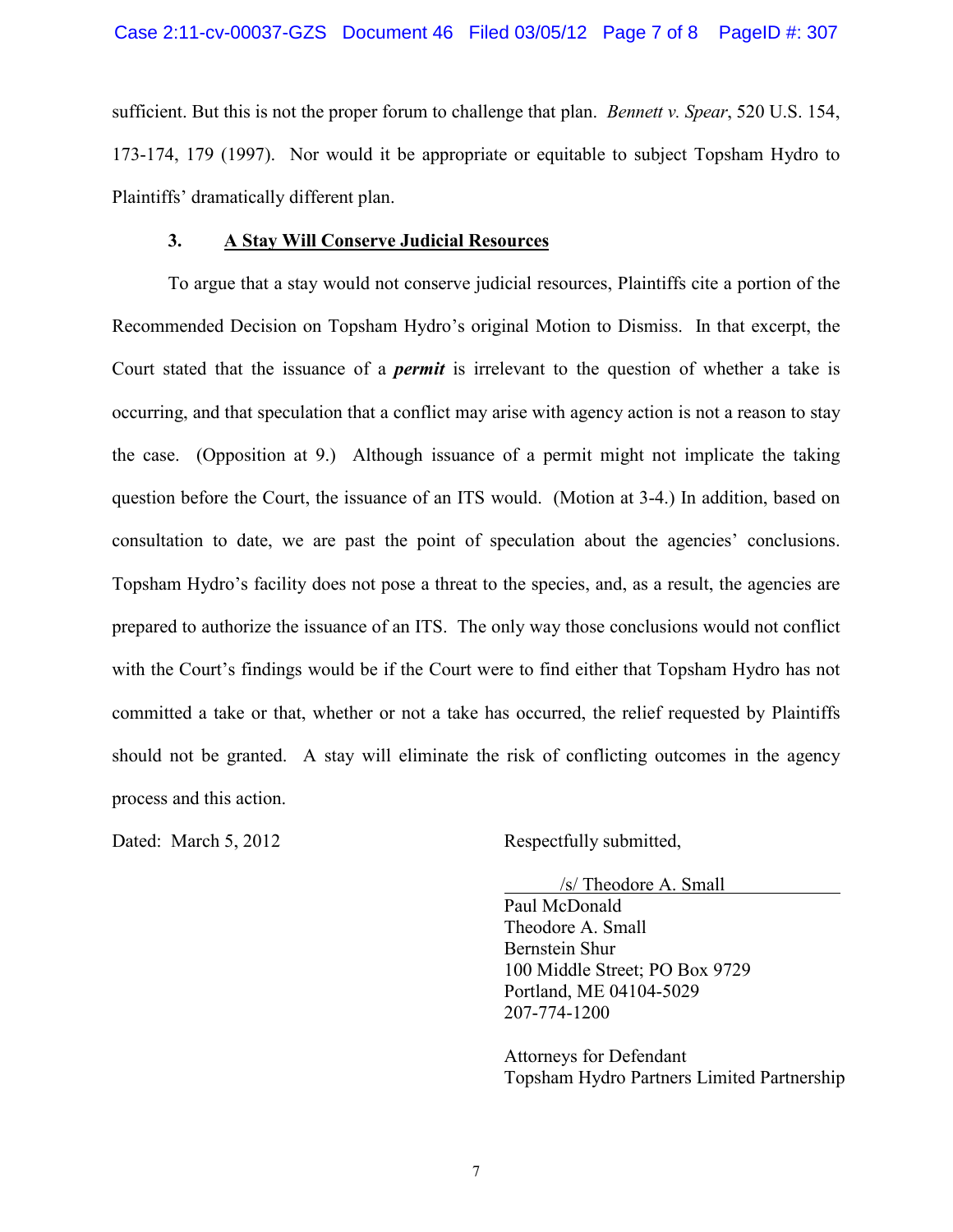sufficient. But this is not the proper forum to challenge that plan. *Bennett v. Spear*, 520 U.S. 154, 173-174, 179 (1997). Nor would it be appropriate or equitable to subject Topsham Hydro to Plaintiffs' dramatically different plan.

### 3. <u>A Stay Will Conserve Judicial Resources</u>

To argue that a stay would not conserve judicial resources, Plaintiffs cite a portion of the Recommended Decision on Topsham Hydro's original Motion to Dismiss. In that excerpt, the Court stated that the issuance of a ***permit*** is irrelevant to the question of whether a take is occurring, and that speculation that a conflict may arise with agency action is not a reason to stay the case. (Opposition at 9.) Although issuance of a permit might not implicate the taking question before the Court, the issuance of an ITS would. (Motion at 3-4.) In addition, based on consultation to date, we are past the point of speculation about the agencies' conclusions. Topsham Hydro's facility does not pose a threat to the species, and, as a result, the agencies are prepared to authorize the issuance of an ITS. The only way those conclusions would not conflict with the Court's findings would be if the Court were to find either that Topsham Hydro has not committed a take or that, whether or not a take has occurred, the relief requested by Plaintiffs should not be granted. A stay will eliminate the risk of conflicting outcomes in the agency process and this action.

Dated: March 5, 2012

Respectfully submitted,

/s/ Theodore A. Small
Paul McDonald
Theodore A. Small
Bernstein Shur
100 Middle Street; PO Box 9729
Portland, ME 04104-5029
207-774-1200

Attorneys for Defendant
Topsham Hydro Partners Limited Partnership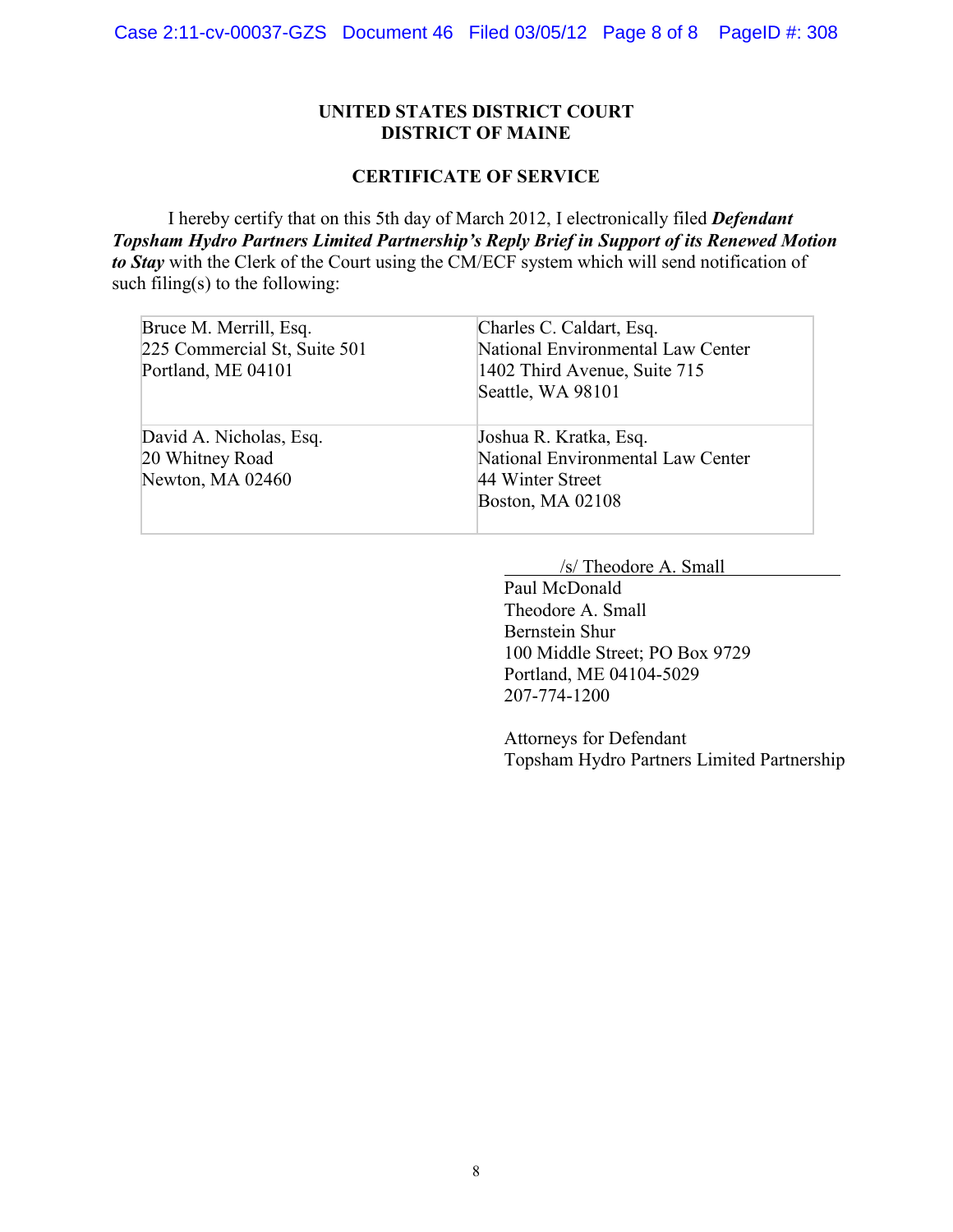**UNITED STATES DISTRICT COURT**
**DISTRICT OF MAINE**

**CERTIFICATE OF SERVICE**

I hereby certify that on this 5th day of March 2012, I electronically filed ***Defendant Topsham Hydro Partners Limited Partnership's Reply Brief in Support of its Renewed Motion to Stay*** with the Clerk of the Court using the CM/ECF system which will send notification of such filing(s) to the following:

| | |
|---|---|
| Bruce M. Merrill, Esq.<br>225 Commercial St, Suite 501<br>Portland, ME 04101 | Charles C. Caldart, Esq.<br>National Environmental Law Center<br>1402 Third Avenue, Suite 715<br>Seattle, WA 98101 |
| David A. Nicholas, Esq.<br>20 Whitney Road<br>Newton, MA 02460 | Joshua R. Kratka, Esq.<br>National Environmental Law Center<br>44 Winter Street<br>Boston, MA 02108 |

/s/ Theodore A. Small
Paul McDonald
Theodore A. Small
Bernstein Shur
100 Middle Street; PO Box 9729
Portland, ME 04104-5029
207-774-1200

Attorneys for Defendant
Topsham Hydro Partners Limited Partnership